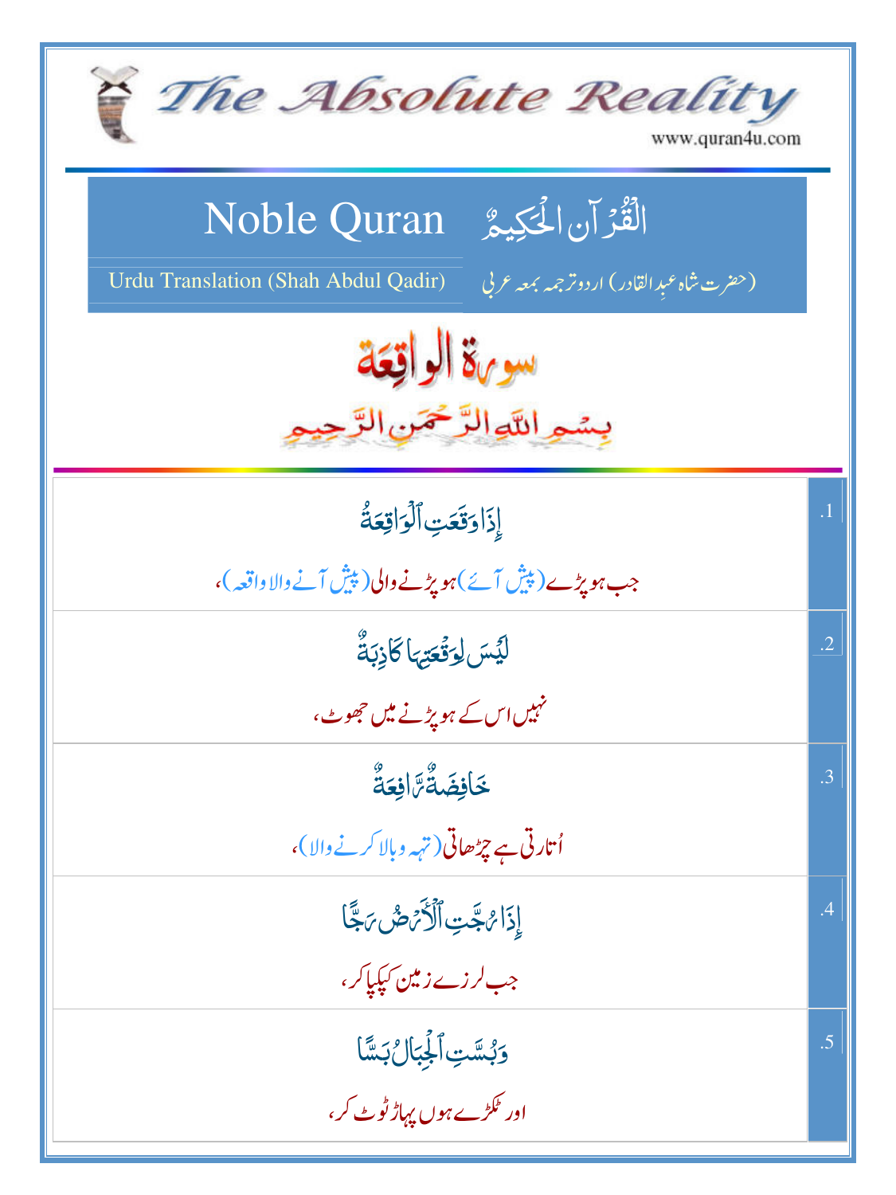# The Absolute Reality

www.quran4u.com

## Noble Quran القُرْآنُ الْحَكِيمُ

Urdu Translation (Shah Abdul Qadir) (حضرت شاہ عبدِالقادر) اردو ترجمہ بمعہ عربی

## سورۃ الواقِعَة

بِسۡمِ ٱللَّهِ ٱلرَّحۡمَٰنِ ٱلرَّحِيمِ

| | |
|---|---|
| .1 | إِذَا وَقَعَتِ ٱلۡوَاقِعَةُ<br>جب ہو پڑے (پیش آئے) ہو پڑنے والی (پیش آنے والا واقعہ)، |
| .2 | لَيۡسَ لِوَقۡعَتِهَا كَاذِبَةٌ<br>نہیں اس کے ہو پڑنے میں جھوٹ، |
| .3 | خَافِضَةٌ رَّافِعَةٌ<br>اُتارتی ہے چڑھاتی (تہہ وبالا کرنے والا)، |
| .4 | إِذَا رُجَّتِ ٱلۡأَرۡضُ رَجًّا<br>جب لرزے زمین کپکپا کر، |
| .5 | وَبُسَّتِ ٱلۡجِبَالُ بَسًّا<br>اور ٹکڑے ہوں پہاڑ ٹوٹ کر، |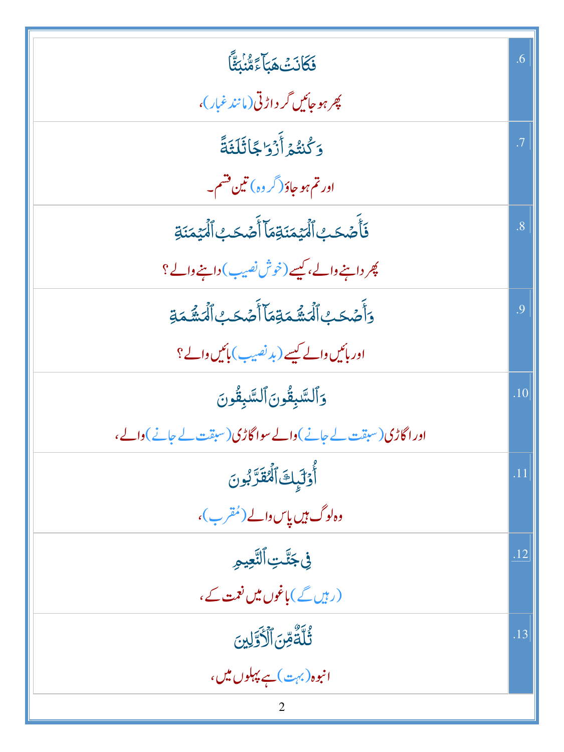| | |
|---|---|
| فَكَانَتْ هَبَآءً مُّنۢبَثًّا<br>پھر ہو جائیں گرد اڑتی (مانند غبار)، | .6 |
| وَكُنتُمْ أَزْوَٰجًا ثَلَٰثَةً<br>اور تم ہو جاؤ (گروہ) تین قسم۔ | .7 |
| فَأَصْحَٰبُ ٱلْمَيْمَنَةِ مَآ أَصْحَٰبُ ٱلْمَيْمَنَةِ<br>پھر داہنے والے، کیسے (خوش نصیب) داہنے والے ؟ | .8 |
| وَأَصْحَٰبُ ٱلْمَشْـَٔمَةِ مَآ أَصْحَٰبُ ٱلْمَشْـَٔمَةِ<br>اور بائیں والے کیسے (بدنصیب) بائیں والے ؟ | .9 |
| وَٱلسَّٰبِقُونَ ٱلسَّٰبِقُونَ<br>اور اگاڑی (سبقت لے جانے) والے سو اگاڑی (سبقت لے جانے) والے، | .10 |
| أُو۟لَٰٓئِكَ ٱلْمُقَرَّبُونَ<br>وہ لوگ ہیں پاس والے (مُقرب)، | .11 |
| فِى جَنَّٰتِ ٱلنَّعِيمِ<br>(رہیں گے) باغوں میں نعمت کے، | .12 |
| ثُلَّةٌ مِّنَ ٱلْأَوَّلِينَ<br>انبوہ (بہت) ہے پہلوں میں، | .13 |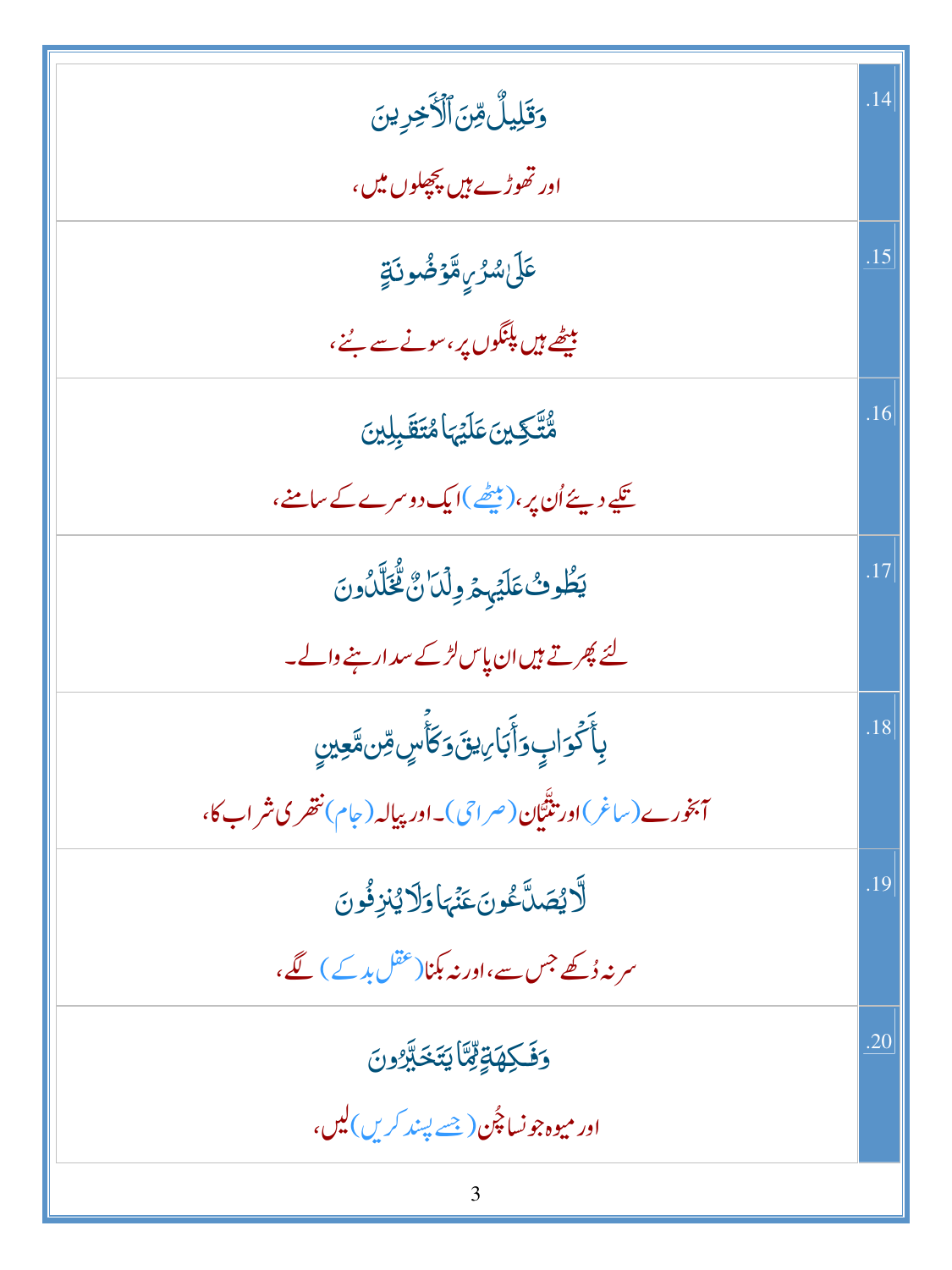| | |
|---|---|
| وَقَلِيلٌ مِّنَ ٱلۡأٓخِرِينَ<br>اور تھوڑے ہیں پچھلوں میں، | .14 |
| عَلَىٰ سُرُرٍ مَّوۡضُونَةٍ<br>بیٹھے ہیں پلنگوں پر، سونے سے بُنے، | .15 |
| مُّتَّكِـِٔينَ عَلَيۡهَا مُتَقَٰبِلِينَ<br>تکیے دیئے اُن پر، (بیٹھے) ایک دوسرے کے سامنے، | .16 |
| يَطُوفُ عَلَيۡهِمۡ وِلۡدَٰنٌ مُّخَلَّدُونَ<br>لئے پھرتے ہیں ان پاس لڑکے سدا رہنے والے۔ | .17 |
| بِأَكۡوَابٍ وَأَبَارِيقَ وَكَأۡسٍ مِّن مَّعِينٍ<br>آبخورے (ساغر) اور ٹنٹیّان (صراحی)۔ اور پیالہ (جام) نتھری شراب کا، | .18 |
| لَّا يُصَدَّعُونَ عَنۡهَا وَلَا يُنزِفُونَ<br>سر نہ دُکھے جس سے، اور نہ بکنا (عقل بدکے) لگے، | .19 |
| وَفَٰكِهَةٍ مِّمَّا يَتَخَيَّرُونَ<br>اور میوہ جونسا چُن (جسے پسند کریں) لیں، | .20 |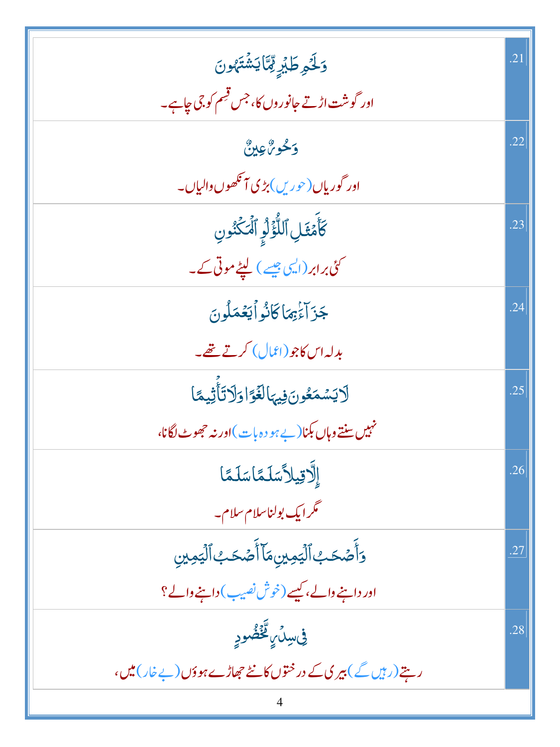| | |
|---|---|
| وَلَحْمِ طَيْرٍ مِّمَّا يَشْتَهُونَ<br>اور گوشت اڑتے جانوروں کا، جس قِسم کو جی چاہے۔ | .21 |
| وَحُورٌ عِينٌ<br>اور گوریاں (حوریں) بڑی آنکھوں والیاں۔ | .22 |
| كَأَمْثَالِ ٱللُّؤْلُؤِ ٱلْمَكْنُونِ<br>کئی برابر (ایسی جیسے) لپٹے موتی کے۔ | .23 |
| جَزَآءًۢ بِمَا كَانُوا۟ يَعْمَلُونَ<br>بدلہ اس کا جو (اعمال) کرتے تھے۔ | .24 |
| لَا يَسْمَعُونَ فِيهَا لَغْوًا وَلَا تَأْثِيمًا<br>نہیں سنتے وہاں بکنا (بے ہودہ بات) اور نہ جھوٹ لگانا، | .25 |
| إِلَّا قِيلًا سَلَٰمًا سَلَٰمًا<br>مگر ایک بولنا سلام سلام۔ | .26 |
| وَأَصْحَٰبُ ٱلْيَمِينِ مَآ أَصْحَٰبُ ٱلْيَمِينِ<br>اور داہنے والے، کیسے (خوش نصیب) داہنے والے؟ | .27 |
| فِى سِدْرٍ مَّخْضُودٍ<br>رہتے (رہیں گے) بیری کے درختوں کانٹے جھاڑے ہوؤں (بے خار) میں، | .28 |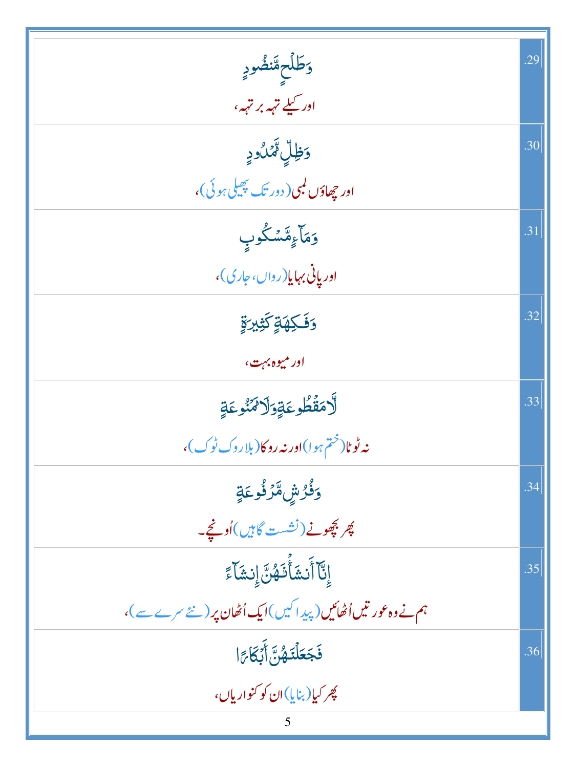| | |
|---|---|
| وَطَلۡحٍ مَّنضُودٍ<br>اور کیلے تہہ بر تہہ، | .29 |
| وَظِلٍّ مَّمۡدُودٍ<br>اور چھاؤں لمبی (دور تک پھیلی ہوئی)، | .30 |
| وَمَآءٍ مَّسۡكُوبٍ<br>اور پانی بہایا (رواں، جاری)، | .31 |
| وَفَـٰكِهَةٍ كَثِيرَةٍ<br>اور میوہ بہت، | .32 |
| لَّا مَقۡطُوعَةٍ وَلَا مَمۡنُوعَةٍ<br>نہ ٹوٹا (ختم ہوا) اور نہ روکا (بلا روک ٹوک)، | .33 |
| وَفُرُشٍ مَّرۡفُوعَةٍ<br>پھر بچھونے (نشست گاہیں) اُونچے۔ | .34 |
| إِنَّآ أَنشَأۡنَـٰهُنَّ إِنشَآءً<br>ہم نے وہ عورتیں اُٹھائیں (پیدا کیں) ایک اُٹھان پر (نئے سرے سے)، | .35 |
| فَجَعَلۡنَـٰهُنَّ أَبۡكَارًا<br>پھر کیا (بنایا) ان کو کنواریاں، | .36 |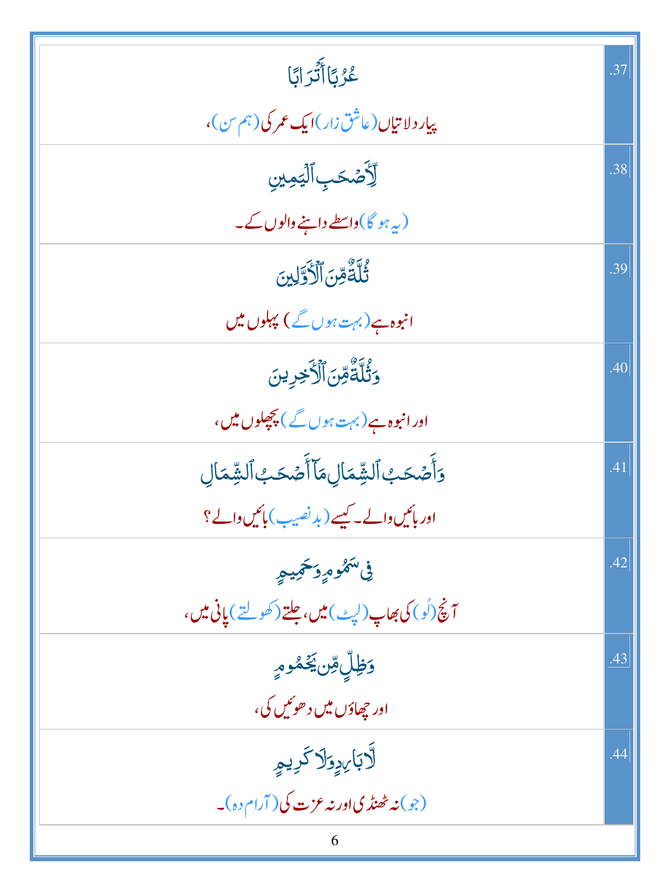| | |
|---|---|
| عُرُبًا أَتۡرَابًا<br>پیار دلاتیاں (عاشق زار) ایک عمر کی (ہم سن)، | .37 |
| لِّأَصۡحَٰبِ ٱلۡيَمِينِ<br>(یہ ہو گا) واسطے داہنے والوں کے۔ | .38 |
| ثُلَّةٞ مِّنَ ٱلۡأَوَّلِينَ<br>انبوہ ہے (بہت ہوں گے) پہلوں میں | .39 |
| وَثُلَّةٞ مِّنَ ٱلۡأٓخِرِينَ<br>اور انبوہ ہے (بہت ہوں گے) پچھلوں میں، | .40 |
| وَأَصۡحَٰبُ ٱلشِّمَالِ مَآ أَصۡحَٰبُ ٱلشِّمَالِ<br>اور بائیں والے۔ کیسے (بد نصیب) بائیں والے؟ | .41 |
| فِي سَمُومٖ وَحَمِيمٖ<br>آنچ (لُو) کی بھاپ (لپٹ) میں، جلتے (کھولتے) پانی میں، | .42 |
| وَظِلّٖ مِّن يَحۡمُومٖ<br>اور چھاؤں میں دھوئیں کی، | .43 |
| لَّا بَارِدٖ وَلَا كَرِيمٍ<br>(جو) نہ ٹھنڈی اور نہ عزت کی (آرام دہ)۔ | .44 |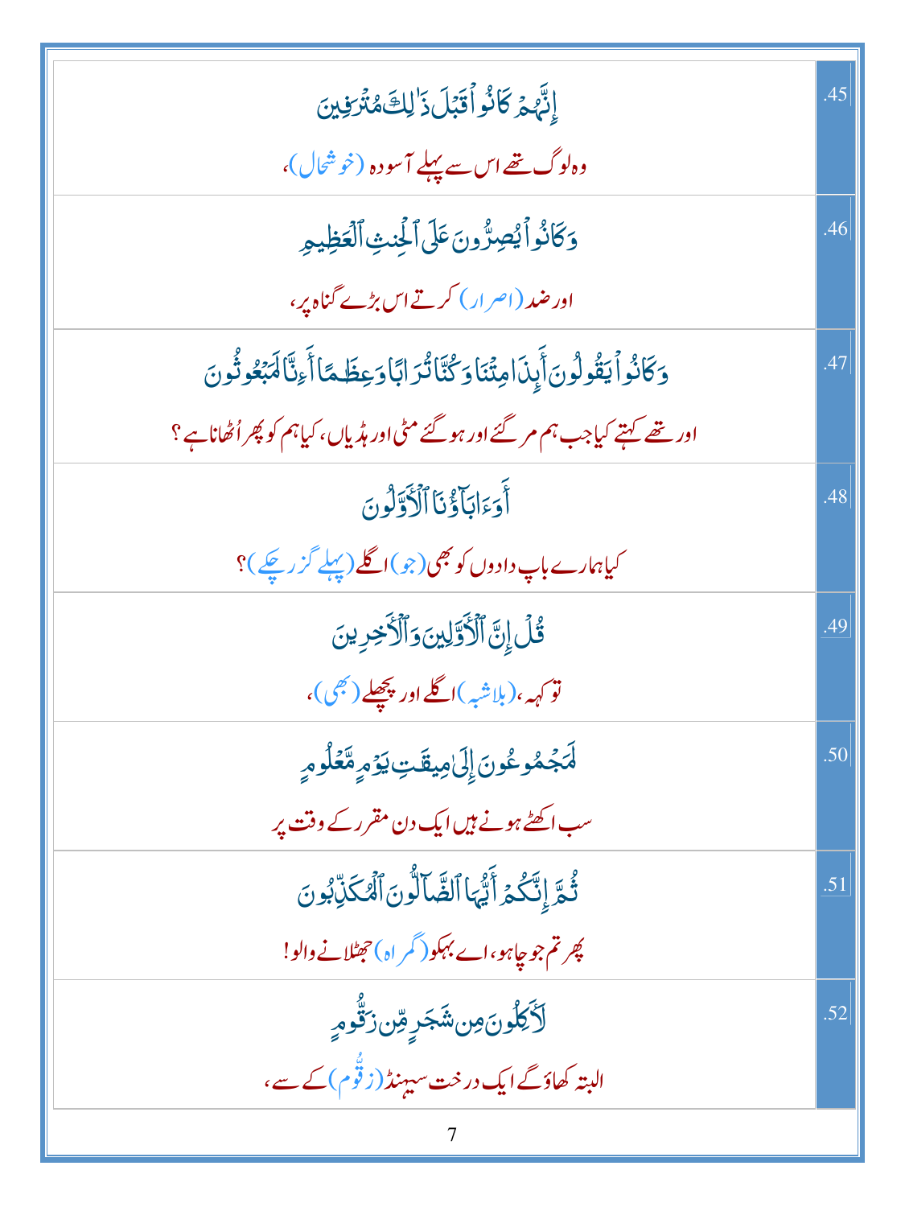| | |
|---|---|
| إِنَّهُمْ كَانُوا۟ قَبْلَ ذَٰلِكَ مُتْرَفِينَ<br>وہ لوگ تھے اس سے پہلے آسودہ (خوشحال)، | .45 |
| وَكَانُوا۟ يُصِرُّونَ عَلَى ٱلْحِنثِ ٱلْعَظِيمِ<br>اور ضد (اصرار) کرتے اس بڑے گناہ پر، | .46 |
| وَكَانُوا۟ يَقُولُونَ أَئِذَا مِتْنَا وَكُنَّا تُرَابًا وَعِظَـٰمًا أَءِنَّا لَمَبْعُوثُونَ<br>اور تھے کہتے کیا جب ہم مر گئے اور ہو گئے مٹی اور ہڈیاں، کیا ہم کو پھر اُٹھانا ہے؟ | .47 |
| أَوَءَابَآؤُنَا ٱلْأَوَّلُونَ<br>کیا ہمارے باپ دادوں کو بھی (جو) اگلے (پہلے گزر چکے)؟ | .48 |
| قُلْ إِنَّ ٱلْأَوَّلِينَ وَٱلْـَٔاخِرِينَ<br>تو کہہ، (بلاشبہ) اگلے اور پچھلے (بھی)، | .49 |
| لَمَجْمُوعُونَ إِلَىٰ مِيقَـٰتِ يَوْمٍ مَّعْلُومٍ<br>سب اکھٹے ہونے ہیں ایک دن مقرر کے وقت پر | .50 |
| ثُمَّ إِنَّكُمْ أَيُّهَا ٱلضَّآلُّونَ ٱلْمُكَذِّبُونَ<br>پھر تم جو چاہو، اے بھکو (گمراہ) جھٹلانے والو! | .51 |
| لَـَٔاكِلُونَ مِن شَجَرٍ مِّن زَقُّومٍ<br>البتہ کھاؤ گے ایک درخت سیہنڈ (زقُّوم) کے سے، | .52 |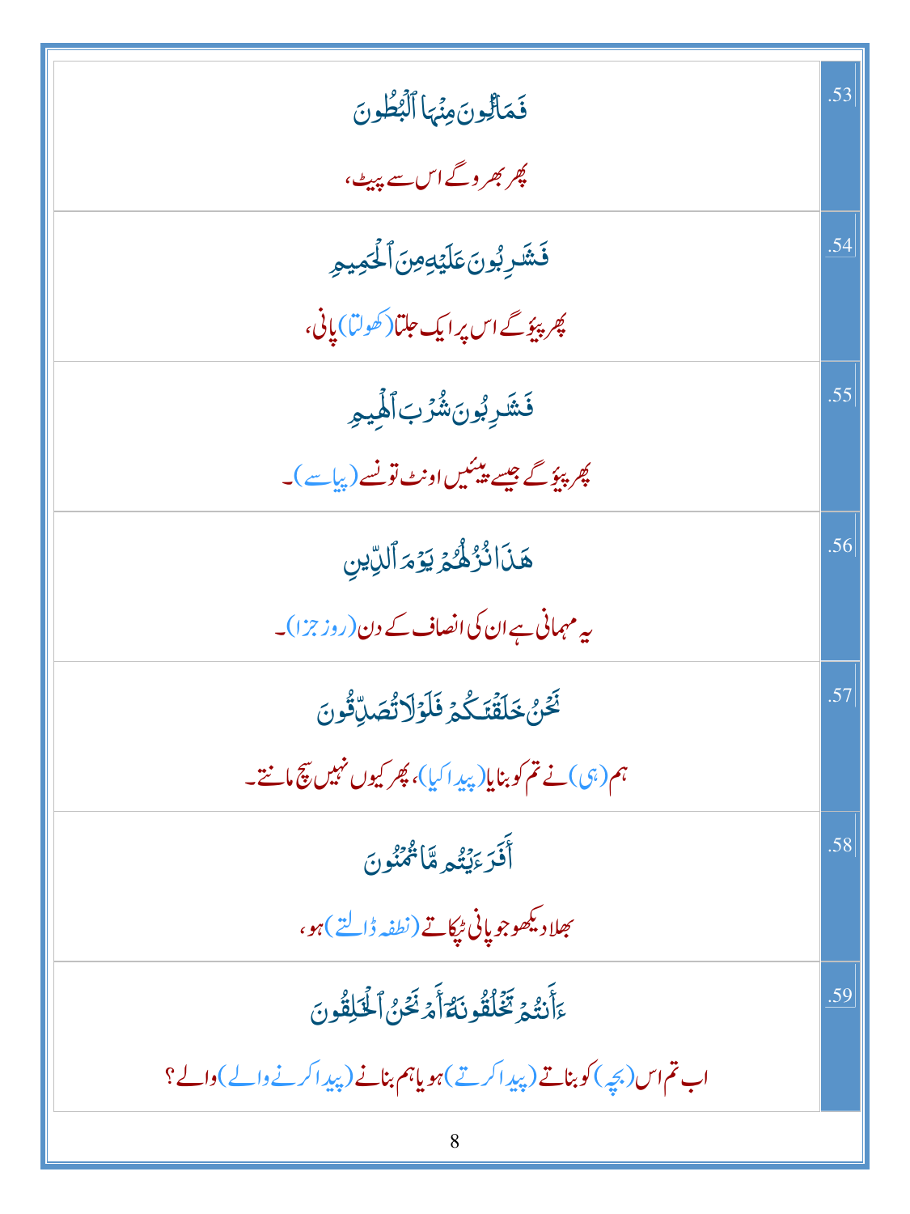| | |
|---|---|
| فَمَالِـُٔونَ مِنۡهَا ٱلۡبُطُونَ<br><br>پھر بھروگے اس سے پیٹ، | .53 |
| فَشَـٰرِبُونَ عَلَيۡهِ مِنَ ٱلۡحَمِيمِ<br><br>پھر پیوٴگے اس پر ایک جلتا (کھولتا) پانی، | .54 |
| فَشَـٰرِبُونَ شُرۡبَ ٱلۡهِيمِ<br><br>پھر پیوٴگے جیسے پیئیں اونٹ تونسے (پیاسے)۔ | .55 |
| هَـٰذَا نُزُلُهُمۡ يَوۡمَ ٱلدِّينِ<br><br>یہ مہمانی ہے ان کی انصاف کے دن (روز جزا)۔ | .56 |
| نَحۡنُ خَلَقۡنَـٰكُمۡ فَلَوۡلَا تُصَدِّقُونَ<br><br>ہم (ہی) نے تم کو بنایا (پیدا کیا)، پھر کیوں نہیں سچ مانتے۔ | .57 |
| أَفَرَءَيۡتُم مَّا تُمۡنُونَ<br><br>بھلا دیکھو جو پانی ٹپکاتے (نطفہ ڈالتے) ہو، | .58 |
| ءَأَنتُمۡ تَخۡلُقُونَهُۥٓ أَمۡ نَحۡنُ ٱلۡخَـٰلِقُونَ<br><br>اب تم اس (بچہ) کو بناتے (پیدا کرتے) ہو یا ہم بنانے (پیدا کرنے والے) والے؟ | .59 |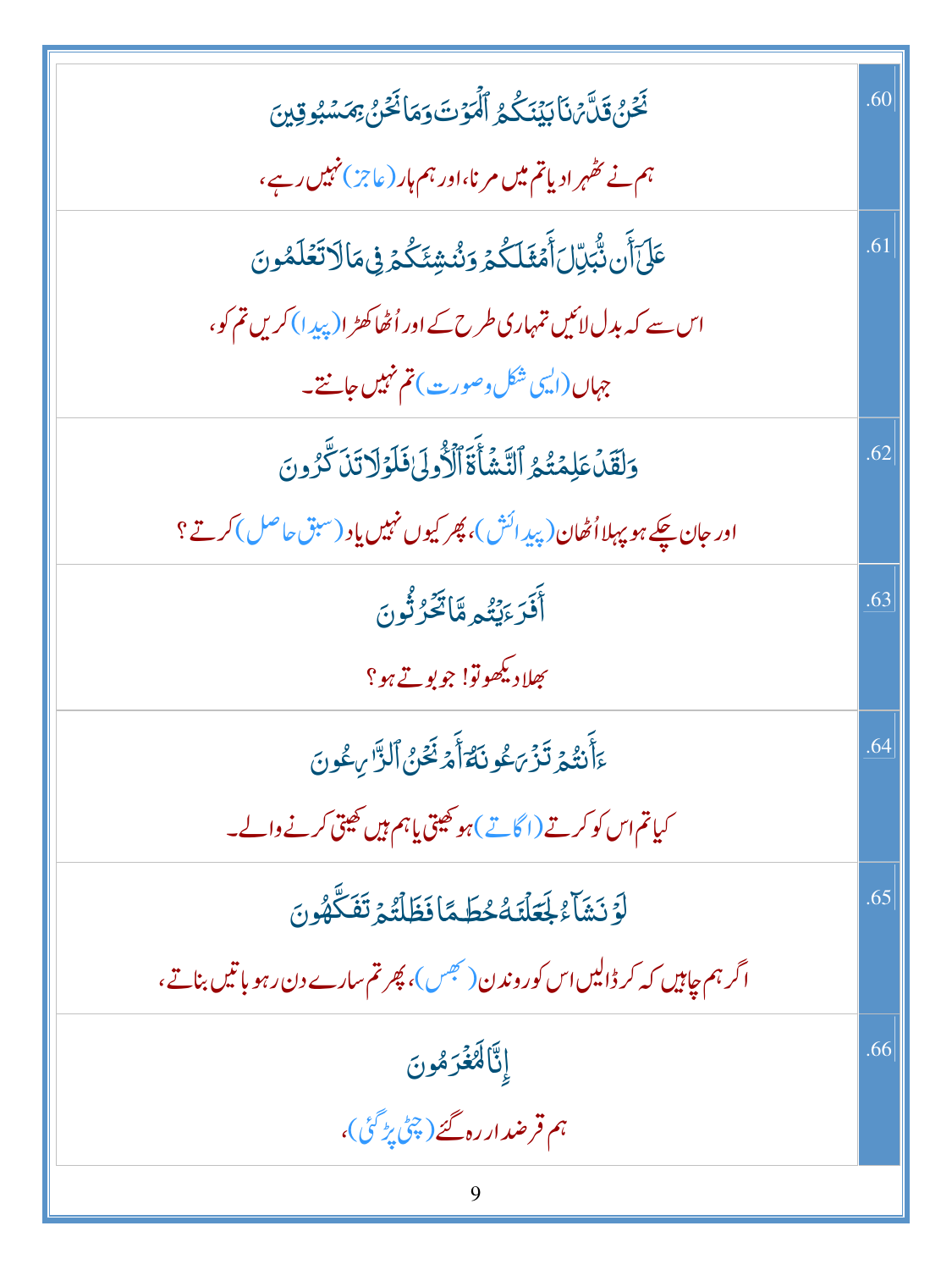| | |
|---|---|
| نَحْنُ قَدَّرْنَا بَيْنَكُمُ ٱلْمَوْتَ وَمَا نَحْنُ بِمَسْبُوقِينَ<br>ہم نے ٹھہرا دیا تم میں مرنا، اور ہم ہار (عاجز) نہیں رہے، | .60 |
| عَلَىٰٓ أَن نُّبَدِّلَ أَمْثَـٰلَكُمْ وَنُنشِئَكُمْ فِى مَا لَا تَعْلَمُونَ<br>اس سے کہ بدل لائیں تمہاری طرح کے اور اُٹھا کھڑا (پیدا) کریں تم کو،<br>جہاں (ایسی شکل وصورت) تم نہیں جانتے۔ | .61 |
| وَلَقَدْ عَلِمْتُمُ ٱلنَّشْأَةَ ٱلْأُولَىٰ فَلَوْلَا تَذَكَّرُونَ<br>اور جان چکے ہو پہلا اُٹھان (پیدائش)، پھر کیوں نہیں یاد (سبق حاصل) کرتے ؟ | .62 |
| أَفَرَءَيْتُم مَّا تَحْرُثُونَ<br>بھلا دیکھو تو! جو بوتے ہو؟ | .63 |
| ءَأَنتُمْ تَزْرَعُونَهُۥٓ أَمْ نَحْنُ ٱلزَّٰرِعُونَ<br>کیا تم اس کو کرتے (اگاتے) ہو کھیتی یا ہم ہیں کھیتی کرنے والے۔ | .64 |
| لَوْ نَشَآءُ لَجَعَلْنَـٰهُ حُطَـٰمًا فَظَلْتُمْ تَفَكَّهُونَ<br>اگر ہم چاہیں کہ کر ڈالیں اس کو روندن (بھس)، پھر تم سارے دن رہو باتیں بناتے، | .65 |
| إِنَّا لَمُغْرَمُونَ<br>ہم قرضدار رہ گئے (چٹی پڑ گئی)، | .66 |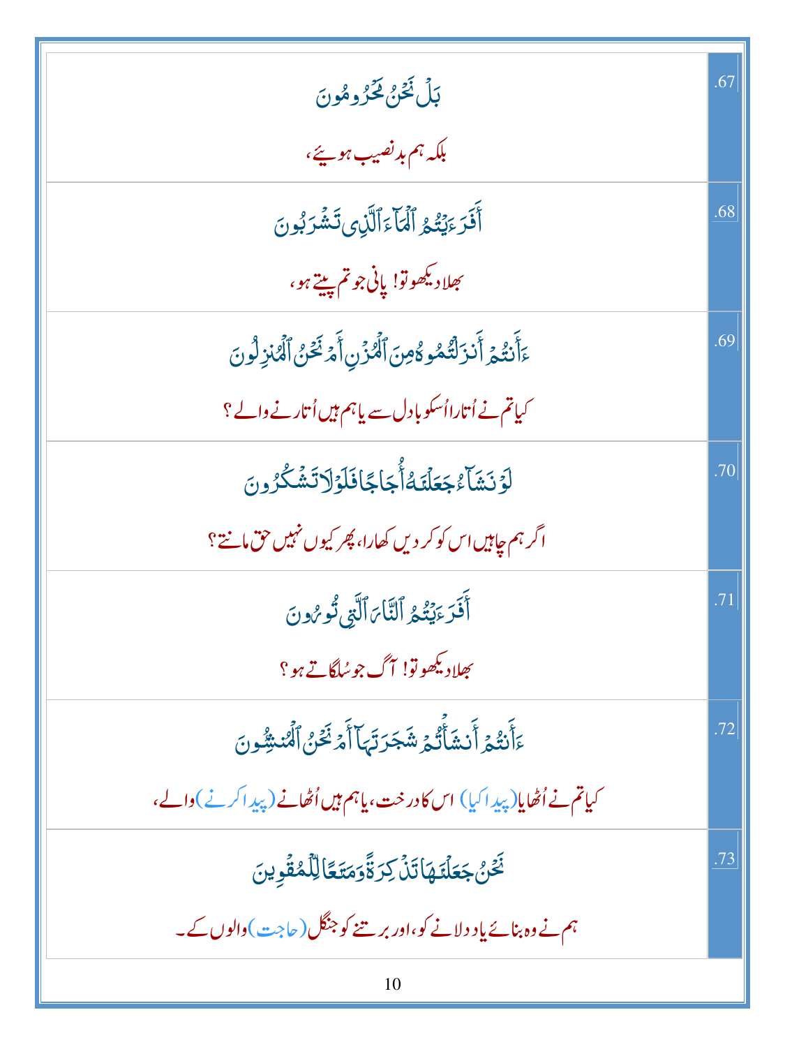| | |
|---|---|
| بَلۡ نَحۡنُ مَحۡرُومُونَ<br>بلکہ ہم بدنصیب ہوئے، | .67 |
| أَفَرَءَيۡتُمُ ٱلۡمَآءَ ٱلَّذِى تَشۡرَبُونَ<br>بھلا دیکھو تو! پانی جو تم پیتے ہو، | .68 |
| ءَأَنتُمۡ أَنزَلۡتُمُوهُ مِنَ ٱلۡمُزۡنِ أَمۡ نَحۡنُ ٱلۡمُنزِلُونَ<br>کیا تم نے اُتارا اُسکو بادل سے یا ہم ہیں اُتارنے والے ؟ | .69 |
| لَوۡ نَشَآءُ جَعَلۡنَـٰهُ أُجَاجًا فَلَوۡلَا تَشۡكُرُونَ<br>اگر ہم چاہیں اس کو کر دیں کھارا، پھر کیوں نہیں حق مانتے ؟ | .70 |
| أَفَرَءَيۡتُمُ ٱلنَّارَ ٱلَّتِى تُورُونَ<br>بھلا دیکھو تو! آگ جو سُلگاتے ہو ؟ | .71 |
| ءَأَنتُمۡ أَنشَأۡتُمۡ شَجَرَتَهَآ أَمۡ نَحۡنُ ٱلۡمُنشِـُٔونَ<br>کیا تم نے اُٹھایا (پیدا کیا) اس کا درخت، یا ہم ہیں اُٹھانے (پیدا کرنے) والے، | .72 |
| نَحۡنُ جَعَلۡنَـٰهَا تَذۡكِرَةً وَمَتَـٰعًا لِّلۡمُقۡوِينَ<br>ہم نے وہ بنائے یاد دلانے کو، اور برتنے کو جنگل (حاجت) والوں کے۔ | .73 |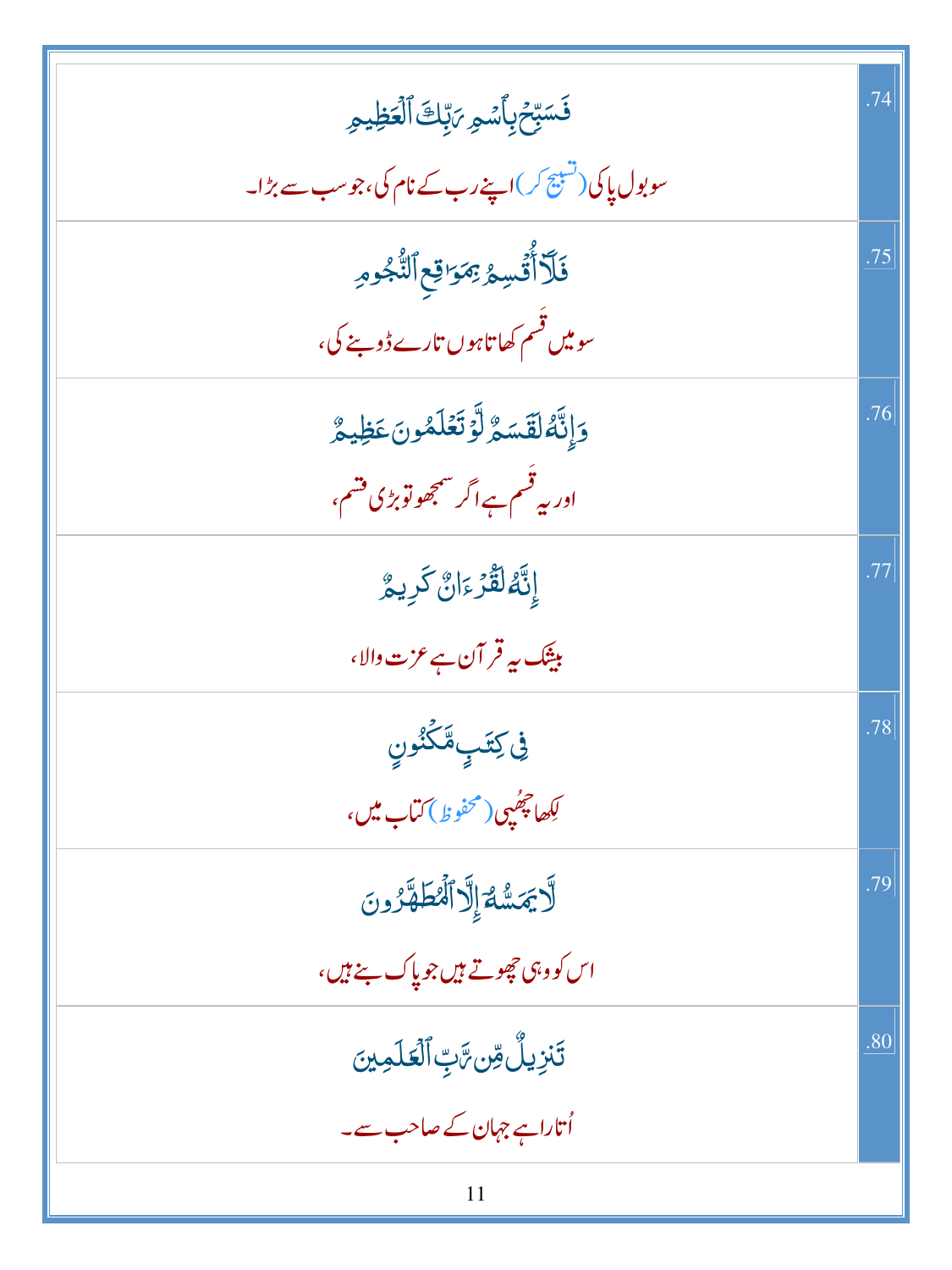| | |
|---|---|
| فَسَبِّحْ بِٱسْمِ رَبِّكَ ٱلْعَظِيمِ<br>سو بول پاکی (تسبیح کر) اپنے رب کے نام کی، جو سب سے بڑا۔ | .74 |
| فَلَآ أُقْسِمُ بِمَوَٰقِعِ ٱلنُّجُومِ<br>سو میں قَسم کھاتا ہوں تارے ڈوبنے کی، | .75 |
| وَإِنَّهُۥ لَقَسَمٌ لَّوْ تَعْلَمُونَ عَظِيمٌ<br>اور یہ قَسم ہے اگر سمجھو تو بڑی قسم، | .76 |
| إِنَّهُۥ لَقُرْءَانٌ كَرِيمٌ<br>بیشک یہ قرآن ہے عزت والا، | .77 |
| فِى كِتَٰبٍ مَّكْنُونٍ<br>لِکھا چھُپی (محفوظ) کتاب میں، | .78 |
| لَّا يَمَسُّهُۥٓ إِلَّا ٱلْمُطَهَّرُونَ<br>اس کو وہی چھوتے ہیں جو پاک بنے ہیں، | .79 |
| تَنزِيلٌ مِّن رَّبِّ ٱلْعَٰلَمِينَ<br>اُتارا ہے جہان کے صاحب سے۔ | .80 |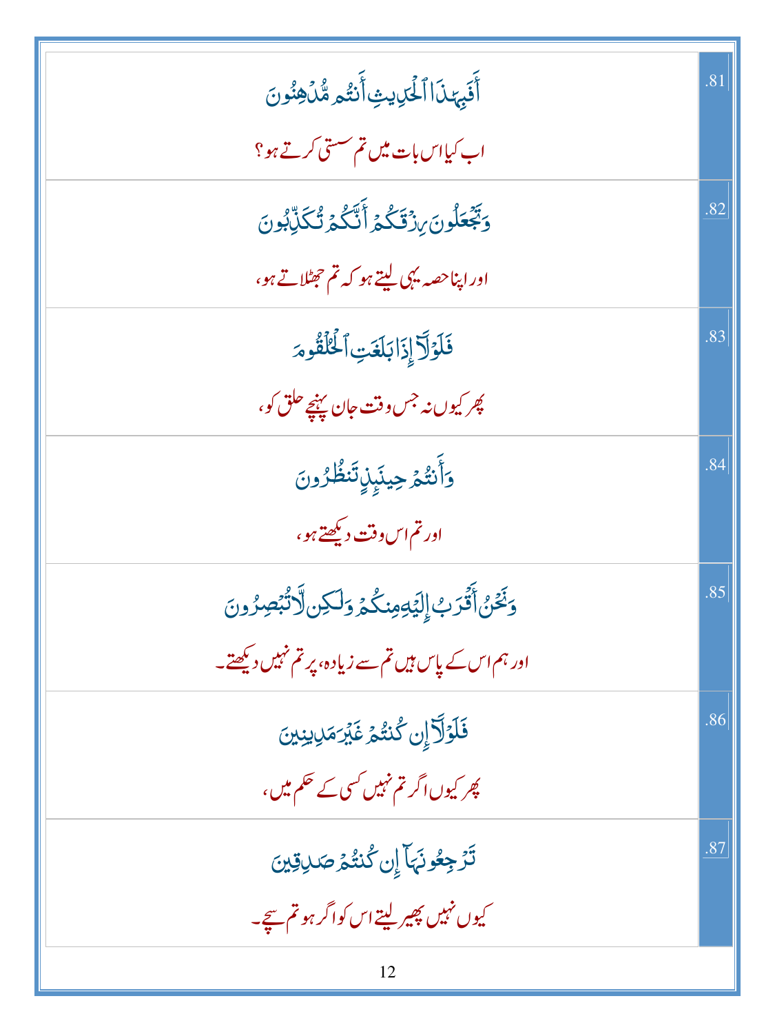| | |
|---|---|
| أَفَبِهَٰذَا ٱلْحَدِيثِ أَنتُم مُّدْهِنُونَ<br>اب کیا اس بات میں تم سستی کرتے ہو؟ | .81 |
| وَتَجْعَلُونَ رِزْقَكُمْ أَنَّكُمْ تُكَذِّبُونَ<br>اور اپنا حصہ یہی لیتے ہو کہ تم جھٹلاتے ہو، | .82 |
| فَلَوْلَآ إِذَا بَلَغَتِ ٱلْحُلْقُومَ<br>پھر کیوں نہ جس وقت جان پہنچے حلق کو، | .83 |
| وَأَنتُمْ حِينَئِذٍ تَنظُرُونَ<br>اور تم اس وقت دیکھتے ہو، | .84 |
| وَنَحْنُ أَقْرَبُ إِلَيْهِ مِنكُمْ وَلَٰكِن لَّا تُبْصِرُونَ<br>اور ہم اس کے پاس ہیں تم سے زیادہ، پر تم نہیں دیکھتے۔ | .85 |
| فَلَوْلَآ إِن كُنتُمْ غَيْرَ مَدِينِينَ<br>پھر کیوں اگر تم نہیں کسی کے حکم میں، | .86 |
| تَرْجِعُونَهَآ إِن كُنتُمْ صَٰدِقِينَ<br>کیوں نہیں پھیر لیتے اس کو اگر ہو تم سچے۔ | .87 |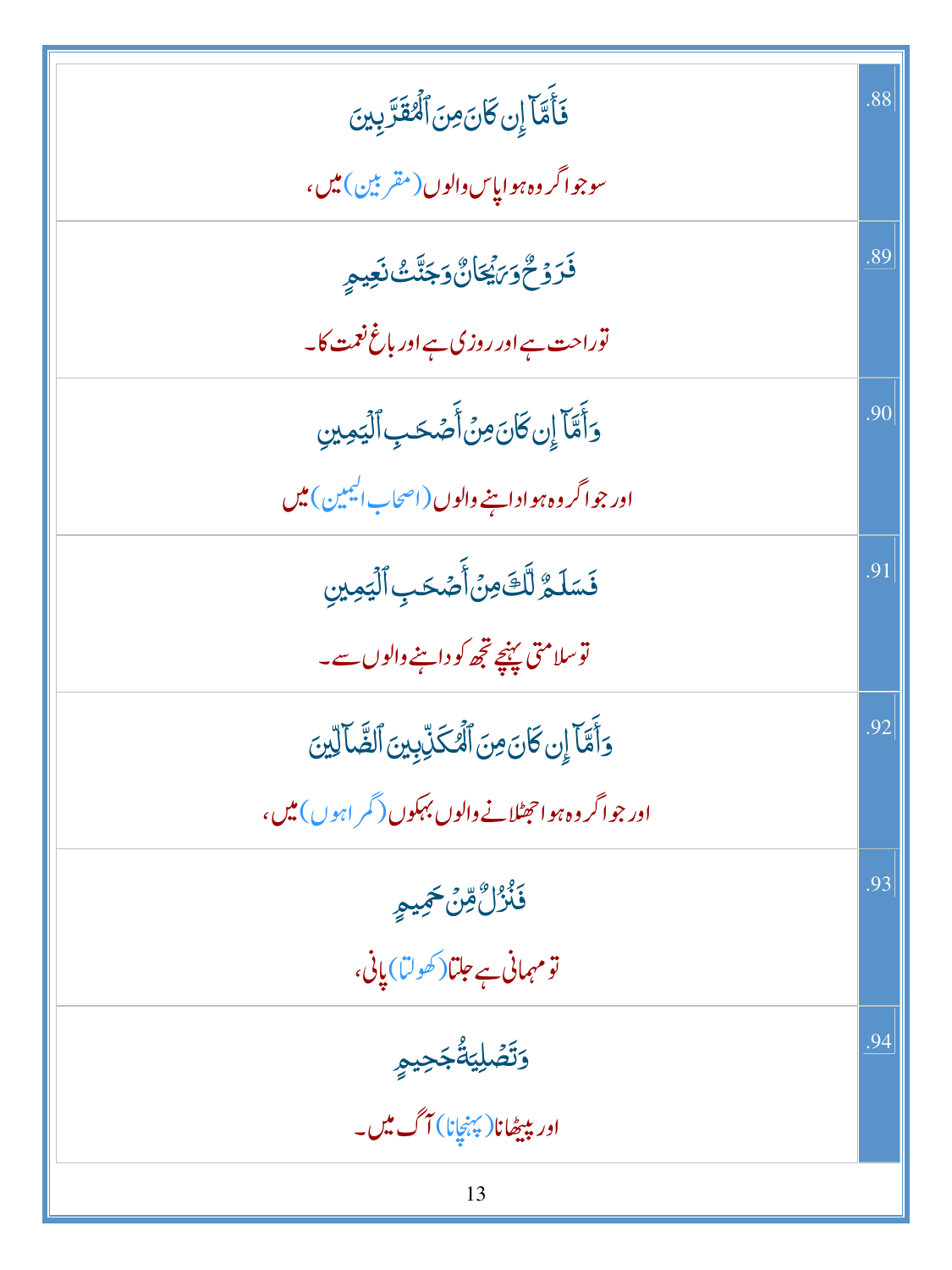| | |
|---|---|
| فَأَمَّآ إِن كَانَ مِنَ ٱلْمُقَرَّبِينَ<br>سو جو اگر وہ ہوا پاس والوں (مقربین) میں، | .88 |
| فَرَوْحٌ وَرَيْحَانٌ وَجَنَّتُ نَعِيمٍ<br>توراحت ہے اور روزی ہے اور باغ نعمت کا۔ | .89 |
| وَأَمَّآ إِن كَانَ مِنْ أَصْحَٰبِ ٱلْيَمِينِ<br>اور جو اگر وہ ہوا داہنے والوں (اصحاب الیمین) میں | .90 |
| فَسَلَٰمٌ لَّكَ مِنْ أَصْحَٰبِ ٱلْيَمِينِ<br>تو سلامتی پہنچے تجھ کو داہنے والوں سے۔ | .91 |
| وَأَمَّآ إِن كَانَ مِنَ ٱلْمُكَذِّبِينَ ٱلضَّآلِّينَ<br>اور جو اگر وہ ہوا جھٹلانے والوں بہکوں (گمراہوں) میں، | .92 |
| فَنُزُلٌ مِّنْ حَمِيمٍ<br>تو مہمانی ہے جلتا (کھولتا) پانی، | .93 |
| وَتَصْلِيَةُ جَحِيمٍ<br>اور پیٹھانا (پہنچانا) آگ میں۔ | .94 |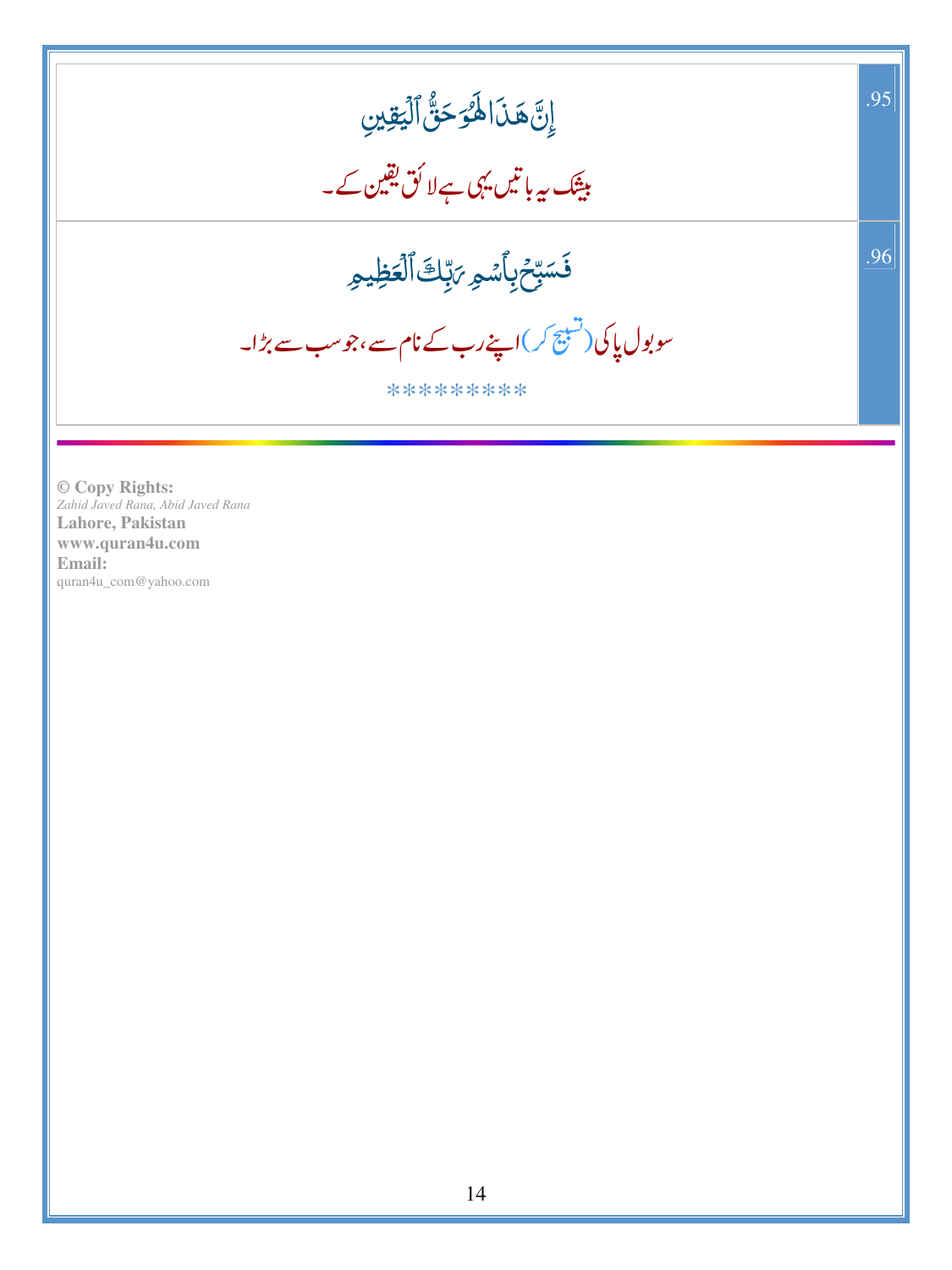| | |
|---|---|
| إِنَّ هَٰذَا لَهُوَ حَقُّ ٱلْيَقِينِ<br>بیشک یہ باتیں یہی ہے لائق یقین کے۔ | .95 |
| فَسَبِّحْ بِٱسْمِ رَبِّكَ ٱلْعَظِيمِ<br>سو بول پاکی (تسبیح کر) اپنے رب کے نام سے، جو سب سے بڑا۔<br>********* | .96 |

**© Copy Rights:**
*Zahid Javed Rana, Abid Javed Rana*
**Lahore, Pakistan**
**www.quran4u.com**
**Email:**
quran4u_com@yahoo.com